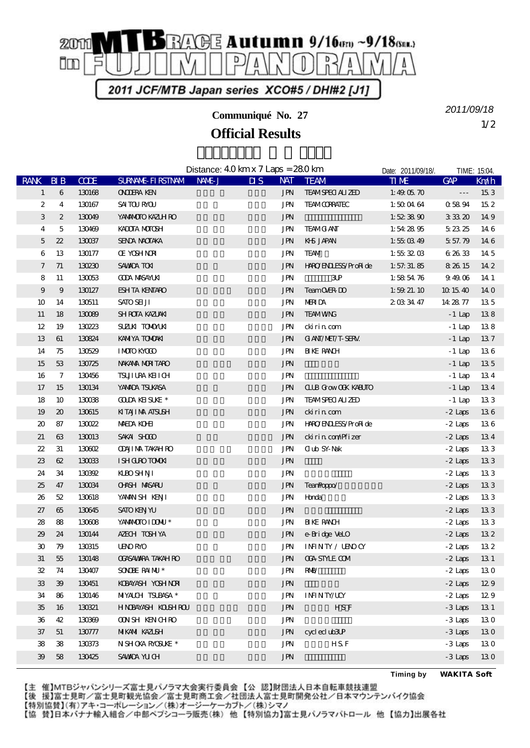# 2011 MTB RACE Autumn 9/16(Fri) ~9/18(Sun.) in FUJIMI PANORAMA

2011 JCF/MTB Japan series XCO#5 / DHI#2 [J1]

**Communiqué No. 27**

2011/09/18

## Official Results

Distance: 4.0 km x 7 Laps = 28.0 km　　Date: 2011/09/18/.　　TIME: 15:04.

| RANK | BIB | CODE | SURNAME-FIRSTNAME | NAME-J | DIS | NAT | TEAM | TIME | GAP | Km/h |
|---|---|---|---|---|---|---|---|---|---|---|
| 1 | 6 | 130168 | ONODERA KEN | | | JPN | TEAM SPECIALIZED | 1:49:05.70 | --- | 15.3 |
| 2 | 4 | 130167 | SAITOU RYOU | | | JPN | TEAM CORRATEC | 1:50:04.64 | 0:58.94 | 15.2 |
| 3 | 2 | 130049 | YAMAMOTO KAZUHIRO | | | JPN | | 1:52:38.90 | 3:33.20 | 14.9 |
| 4 | 5 | 130469 | KADOTA MOTOSHI | | | JPN | TEAM GIANT | 1:54:28.95 | 5:23.25 | 14.6 |
| 5 | 22 | 130037 | SENDA NAOTAKA | | | JPN | KHS JAPAN | 1:55:03.49 | 5:57.79 | 14.6 |
| 6 | 13 | 130177 | OE YOSHINORI | | | JPN | TEAM | 1:55:32.03 | 6:26.33 | 14.5 |
| 7 | 71 | 130230 | SAWADA TOKI | | | JPN | HARO/ENDLESS/ProRide | 1:57:31.85 | 8:26.15 | 14.2 |
| 8 | 11 | 130053 | GODA MASAYUKI | | | JPN | 3UP | 1:58:54.76 | 9:49.06 | 14.1 |
| 9 | 9 | 130127 | ESHITA KENTARO | | | JPN | Team OVER-DO | 1:59:21.10 | 10:15.40 | 14.0 |
| 10 | 14 | 130511 | SATO SEIJI | | | JPN | MERIDA | 2:03:34.47 | 14:28.77 | 13.5 |
| 11 | 18 | 130089 | SHIROTA KAZUAKI | | | JPN | TEAM WING | | -1 Lap | 13.8 |
| 12 | 19 | 130223 | SUZUKI TOMOYUKI | | | JPN | ckirin.com | | -1 Lap | 13.8 |
| 13 | 61 | 130824 | KAMIYA TOMOAKI | | | JPN | GIANT/MET/T-SERV. | | -1 Lap | 13.7 |
| 14 | 75 | 130529 | IMOTO KYOGO | | | JPN | BIKE RANCH | | -1 Lap | 13.6 |
| 15 | 53 | 130725 | NAKAMA MORITARO | | | JPN | | | -1 Lap | 13.5 |
| 16 | 7 | 130456 | TSUJIURA KEIICHI | | | JPN | | | -1 Lap | 13.4 |
| 17 | 15 | 130134 | YAMADA TSUKASA | | | JPN | CLUB Grow OGK KABUTO | | -1 Lap | 13.4 |
| 18 | 10 | 130038 | GOUDA KEISUKE * | | | JPN | TEAM SPECIALIZED | | -1 Lap | 13.3 |
| 19 | 20 | 130615 | KITAJIMA ATSUSHI | | | JPN | ckirin.com | | -2 Laps | 13.6 |
| 20 | 87 | 130022 | MAEDA KOHEI | | | JPN | HARO/ENDLESS/ProRide | | -2 Laps | 13.6 |
| 21 | 63 | 130013 | SAKAI SHOGO | | | JPN | ckirin.com/Pfizer | | -2 Laps | 13.4 |
| 22 | 31 | 130602 | ODAJIMA TAKAHIRO | | | JPN | Club SY-Nak | | -2 Laps | 13.3 |
| 23 | 62 | 130033 | ISHIGURO TOMOKI | | | JPN | | | -2 Laps | 13.3 |
| 24 | 34 | 130392 | KUBO SHINJI | | | JPN | | | -2 Laps | 13.3 |
| 25 | 47 | 130034 | OHASHI MASARU | | | JPN | TeamPoppo/ | | -2 Laps | 13.3 |
| 26 | 52 | 130618 | YAMANISHI KENJI | | | JPN | Honda | | -2 Laps | 13.3 |
| 27 | 65 | 130645 | SATO KENJYU | | | JPN | | | -2 Laps | 13.3 |
| 28 | 88 | 130608 | YAMAMOTO IDOMU * | | | JPN | BIKE RANCH | | -2 Laps | 13.3 |
| 29 | 24 | 130144 | AZECHI TOSHIYA | | | JPN | e-Bridge VeLO | | -2 Laps | 13.2 |
| 30 | 79 | 130315 | UENO RYO | | | JPN | INFINITY / UENO CY | | -2 Laps | 13.2 |
| 31 | 55 | 130148 | OGASAWARA TAKAHIRO | | | JPN | OGA-STYLE.COM | | -2 Laps | 13.1 |
| 32 | 74 | 130407 | SONOBE RAIMU * | | | JPN | RMB/ | | -2 Laps | 13.0 |
| 33 | 39 | 130451 | KOBAYASHI YOSHINORI | | | JPN | | | -2 Laps | 12.9 |
| 34 | 86 | 130146 | MIYAUCHI TSUBASA * | | | JPN | INFINITY/UCY | | -2 Laps | 12.9 |
| 35 | 16 | 130321 | HINOBAYASHI KOUSHIROU | | | JPN | HSF | | -3 Laps | 13.1 |
| 36 | 42 | 130369 | OONISHI KENICHIRO | | | JPN | | | -3 Laps | 13.0 |
| 37 | 51 | 130777 | MIKAMI KAZUSHI | | | JPN | cycleclub3UP | | -3 Laps | 13.0 |
| 38 | 38 | 130373 | NISHIOKA RYOSUKE * | | | JPN | H.S.F | | -3 Laps | 13.0 |
| 39 | 58 | 130425 | SAWADA YUICHI | | | JPN | | | -3 Laps | 13.0 |

Timing by WAKITA Soft

【主　催】MTBジャパンシリーズ富士見パノラマ大会実行委員会 【公　認】財団法人日本自転車競技連盟
【後　援】富士見町／富士見町観光協会／富士見町商工会／社団法人富士見町開発公社／日本マウンテンバイク協会
【特別協賛】(有)アキ・コーポレーション／(株)オージーケーカブト／(株)シマノ
【協　賛】日本バナナ輸入組合／中部ペプシコーラ販売(株) 他 【特別協力】富士見パノラマパトロール 他 【協力】出展各社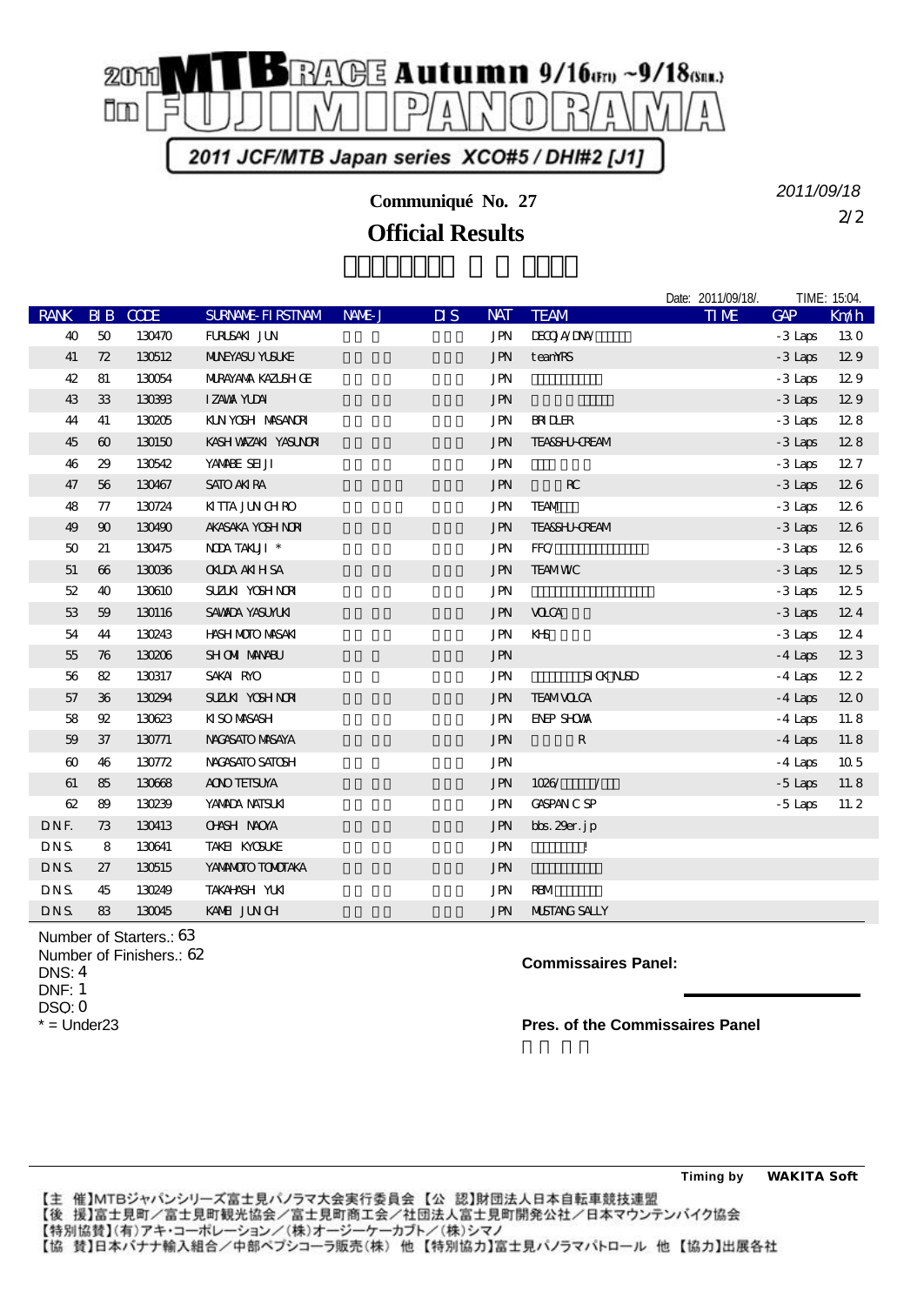2011 MTB RACE Autumn 9/16(Fri) ~9/18(Sun.) in FUJIMIPANORAMA

2011 JCF/MTB Japan series XCO#5 / DHI#2 [J1]

## Communiqué No. 27

2011/09/18

# Official Results

Date: 2011/09/18/. TIME: 15:04.

| RANK | BIB | CODE | SURNAME-FIRSTNAM | NAME-J | DIS | NAT | TEAM | TIME | GAP | Km/h |
|---|---|---|---|---|---|---|---|---|---|---|
| 40 | 50 | 130470 | FURUSAKI JUN | | | JPN | DECOJA/DNA/ | | -3 Laps | 13.0 |
| 41 | 72 | 130512 | MUNEYASU YUSUKE | | | JPN | teamYRS | | -3 Laps | 12.9 |
| 42 | 81 | 130054 | MURAYAMA KAZUSHIGE | | | JPN | | | -3 Laps | 12.9 |
| 43 | 33 | 130393 | IZAWA YUDAI | | | JPN | | | -3 Laps | 12.9 |
| 44 | 41 | 130205 | KUNIYOSHI MASANORI | | | JPN | BRIDLER | | -3 Laps | 12.8 |
| 45 | 60 | 130150 | KASHIWAZAKI YASUNORI | | | JPN | TEAS&HU-CREAM | | -3 Laps | 12.8 |
| 46 | 29 | 130542 | YAMABE SEIJI | | | JPN | | | -3 Laps | 12.7 |
| 47 | 56 | 130467 | SATO AKIRA | | | JPN | RC | | -3 Laps | 12.6 |
| 48 | 77 | 130724 | KITTA JUNICHIRO | | | JPN | TEAM | | -3 Laps | 12.6 |
| 49 | 90 | 130490 | AKASAKA YOSHINORI | | | JPN | TEAS&HU-CREAM | | -3 Laps | 12.6 |
| 50 | 21 | 130475 | NODA TAKUJI * | | | JPN | FFC/ | | -3 Laps | 12.6 |
| 51 | 66 | 130036 | OKUDA AKIHISA | | | JPN | TEAM WC | | -3 Laps | 12.5 |
| 52 | 40 | 130610 | SUZUKI YOSHINORI | | | JPN | | | -3 Laps | 12.5 |
| 53 | 59 | 130116 | SAWADA YASUYUKI | | | JPN | VOLCA | | -3 Laps | 12.4 |
| 54 | 44 | 130243 | HASHIMOTO MASAKI | | | JPN | KHS | | -3 Laps | 12.4 |
| 55 | 76 | 130206 | SHIOMI MANABU | | | JPN | | | -4 Laps | 12.3 |
| 56 | 82 | 130317 | SAKAI RYO | | | JPN | SICK NUSD | | -4 Laps | 12.2 |
| 57 | 36 | 130294 | SUZUKI YOSHINORI | | | JPN | TEAM VOLCA | | -4 Laps | 12.0 |
| 58 | 92 | 130623 | KISO MASASHI | | | JPN | ENEP SHOWA | | -4 Laps | 11.8 |
| 59 | 37 | 130771 | NAGASATO MASAYA | | | JPN | R | | -4 Laps | 11.8 |
| 60 | 46 | 130772 | NAGASATO SATOSHI | | | JPN | | | -4 Laps | 10.5 |
| 61 | 85 | 130668 | AONO TETSUYA | | | JPN | 1026/ / | | -5 Laps | 11.8 |
| 62 | 89 | 130239 | YAMADA NATSUKI | | | JPN | GASPANIC SP | | -5 Laps | 11.2 |
| DNF. | 73 | 130413 | OHASHI NAOYA | | | JPN | bbs.29er.jp | | | |
| DNS. | 8 | 130641 | TAKEI KYOSUKE | | | JPN | ! | | | |
| DNS. | 27 | 130515 | YAMAMOTO TOMOTAKA | | | JPN | | | | |
| DNS. | 45 | 130249 | TAKAHASHI YUKI | | | JPN | RBM | | | |
| DNS. | 83 | 130045 | KAMEI JUNICHI | | | JPN | MUSTANG SALLY | | | |

Number of Starters.: 63
Number of Finishers.: 62
DNS: 4
DNF: 1
DSQ: 0
* = Under23

**Commissaires Panel:**

**Pres. of the Commissaires Panel**

Timing by WAKITA Soft

【主 催】MTBジャパンシリーズ富士見パノラマ大会実行委員会 【公 認】財団法人日本自転車競技連盟
【後 援】富士見町／富士見町観光協会／富士見町商工会／社団法人富士見町開発公社／日本マウンテンバイク協会
【特別協賛】(有)アキ・コーポレーション／(株)オージーケーカブト／(株)シマノ
【協 賛】日本バナナ輸入組合／中部ペプシコーラ販売(株) 他 【特別協力】富士見パノラマパトロール 他 【協力】出展各社